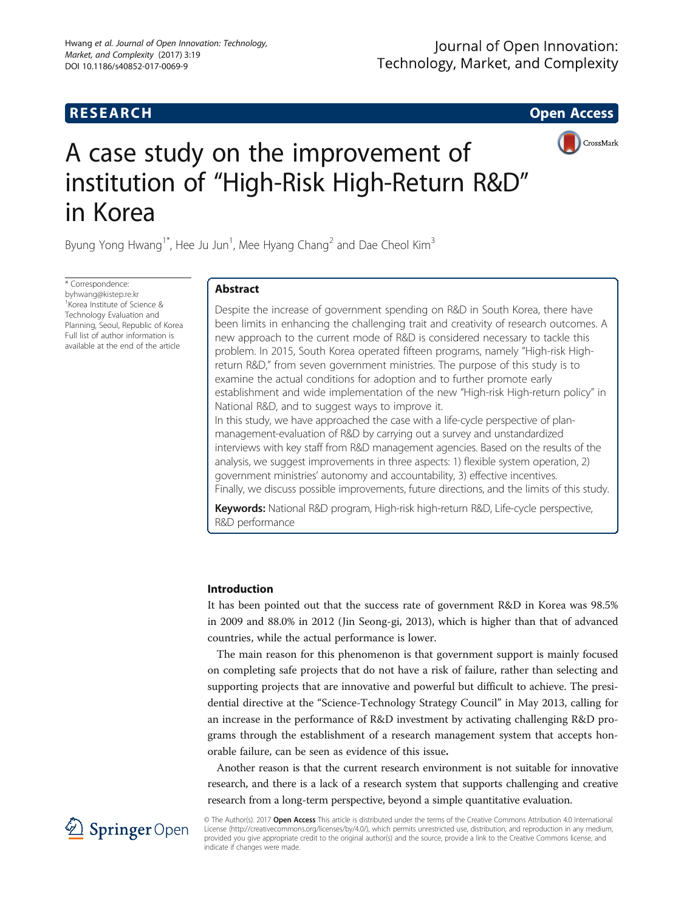RESEARCH Open Access

# A case study on the improvement of institution of "High-Risk High-Return R&D" in Korea

Byung Yong Hwang[1*], Hee Ju Jun[1], Mee Hyang Chang[2] and Dae Cheol Kim[3]

\* Correspondence: byhwang@kistep.re.kr
[1]Korea Institute of Science & Technology Evaluation and Planning, Seoul, Republic of Korea
Full list of author information is available at the end of the article

## Abstract

Despite the increase of government spending on R&D in South Korea, there have been limits in enhancing the challenging trait and creativity of research outcomes. A new approach to the current mode of R&D is considered necessary to tackle this problem. In 2015, South Korea operated fifteen programs, namely "High-risk High-return R&D," from seven government ministries. The purpose of this study is to examine the actual conditions for adoption and to further promote early establishment and wide implementation of the new "High-risk High-return policy" in National R&D, and to suggest ways to improve it.

In this study, we have approached the case with a life-cycle perspective of plan-management-evaluation of R&D by carrying out a survey and unstandardized interviews with key staff from R&D management agencies. Based on the results of the analysis, we suggest improvements in three aspects: 1) flexible system operation, 2) government ministries' autonomy and accountability, 3) effective incentives.

Finally, we discuss possible improvements, future directions, and the limits of this study.

**Keywords:** National R&D program, High-risk high-return R&D, Life-cycle perspective, R&D performance

## Introduction

It has been pointed out that the success rate of government R&D in Korea was 98.5% in 2009 and 88.0% in 2012 (Jin Seong-gi, 2013), which is higher than that of advanced countries, while the actual performance is lower.

The main reason for this phenomenon is that government support is mainly focused on completing safe projects that do not have a risk of failure, rather than selecting and supporting projects that are innovative and powerful but difficult to achieve. The presidential directive at the "Science-Technology Strategy Council" in May 2013, calling for an increase in the performance of R&D investment by activating challenging R&D programs through the establishment of a research management system that accepts honorable failure, can be seen as evidence of this issue**.**

Another reason is that the current research environment is not suitable for innovative research, and there is a lack of a research system that supports challenging and creative research from a long-term perspective, beyond a simple quantitative evaluation.

© The Author(s). 2017 **Open Access** This article is distributed under the terms of the Creative Commons Attribution 4.0 International License (http://creativecommons.org/licenses/by/4.0/), which permits unrestricted use, distribution, and reproduction in any medium, provided you give appropriate credit to the original author(s) and the source, provide a link to the Creative Commons license, and indicate if changes were made.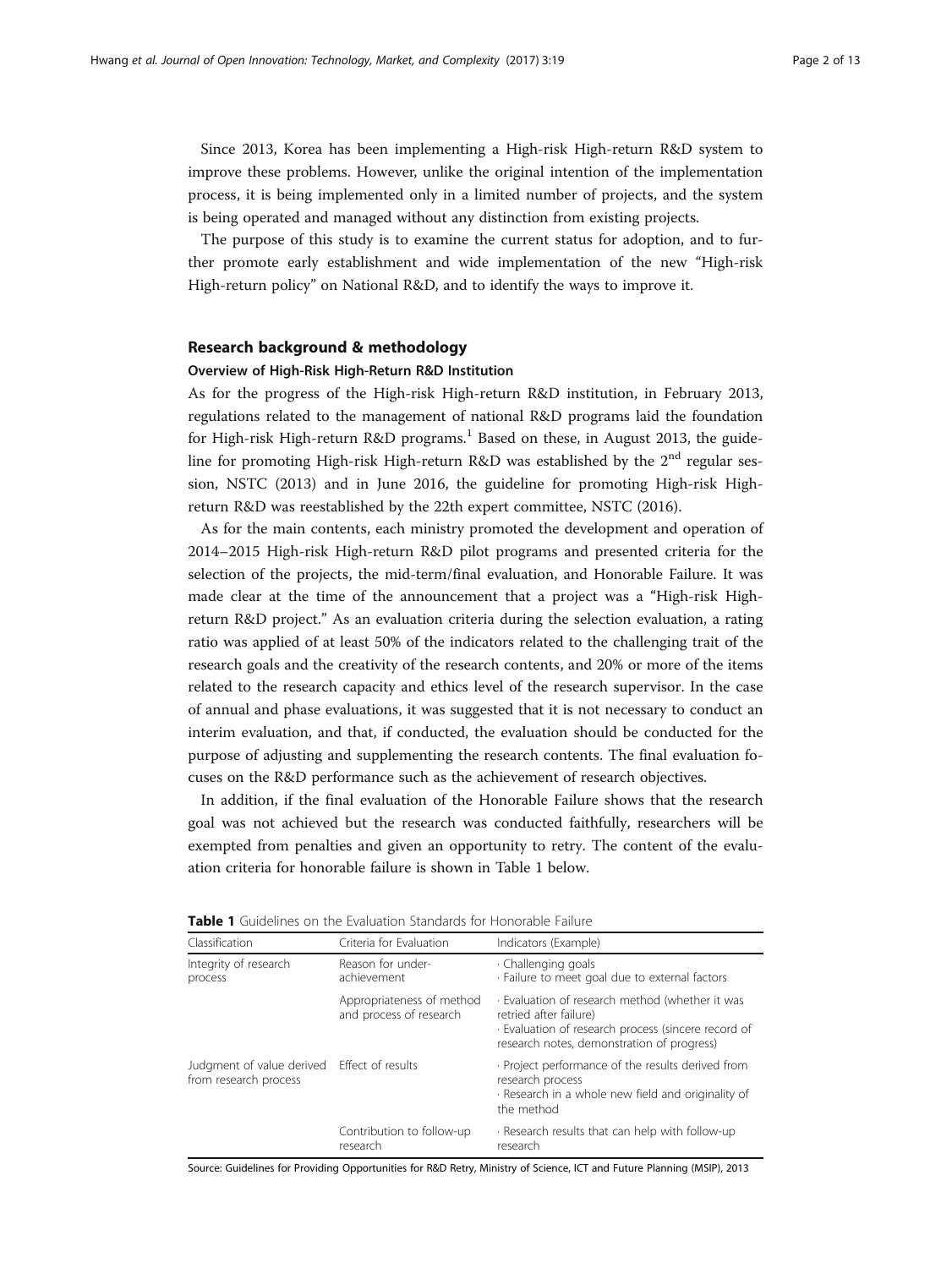Since 2013, Korea has been implementing a High-risk High-return R&D system to improve these problems. However, unlike the original intention of the implementation process, it is being implemented only in a limited number of projects, and the system is being operated and managed without any distinction from existing projects.

The purpose of this study is to examine the current status for adoption, and to further promote early establishment and wide implementation of the new "High-risk High-return policy" on National R&D, and to identify the ways to improve it.

## Research background & methodology

### Overview of High-Risk High-Return R&D Institution

As for the progress of the High-risk High-return R&D institution, in February 2013, regulations related to the management of national R&D programs laid the foundation for High-risk High-return R&D programs.[1] Based on these, in August 2013, the guideline for promoting High-risk High-return R&D was established by the 2nd regular session, NSTC (2013) and in June 2016, the guideline for promoting High-risk High-return R&D was reestablished by the 22th expert committee, NSTC (2016).

As for the main contents, each ministry promoted the development and operation of 2014–2015 High-risk High-return R&D pilot programs and presented criteria for the selection of the projects, the mid-term/final evaluation, and Honorable Failure. It was made clear at the time of the announcement that a project was a "High-risk High-return R&D project." As an evaluation criteria during the selection evaluation, a rating ratio was applied of at least 50% of the indicators related to the challenging trait of the research goals and the creativity of the research contents, and 20% or more of the items related to the research capacity and ethics level of the research supervisor. In the case of annual and phase evaluations, it was suggested that it is not necessary to conduct an interim evaluation, and that, if conducted, the evaluation should be conducted for the purpose of adjusting and supplementing the research contents. The final evaluation focuses on the R&D performance such as the achievement of research objectives.

In addition, if the final evaluation of the Honorable Failure shows that the research goal was not achieved but the research was conducted faithfully, researchers will be exempted from penalties and given an opportunity to retry. The content of the evaluation criteria for honorable failure is shown in Table 1 below.

**Table 1** Guidelines on the Evaluation Standards for Honorable Failure

| Classification | Criteria for Evaluation | Indicators (Example) |
|---|---|---|
| Integrity of research process | Reason for under-achievement | · Challenging goals<br>· Failure to meet goal due to external factors |
| | Appropriateness of method and process of research | · Evaluation of research method (whether it was retried after failure)<br>· Evaluation of research process (sincere record of research notes, demonstration of progress) |
| Judgment of value derived from research process | Effect of results | · Project performance of the results derived from research process<br>· Research in a whole new field and originality of the method |
| | Contribution to follow-up research | · Research results that can help with follow-up research |

Source: Guidelines for Providing Opportunities for R&D Retry, Ministry of Science, ICT and Future Planning (MSIP), 2013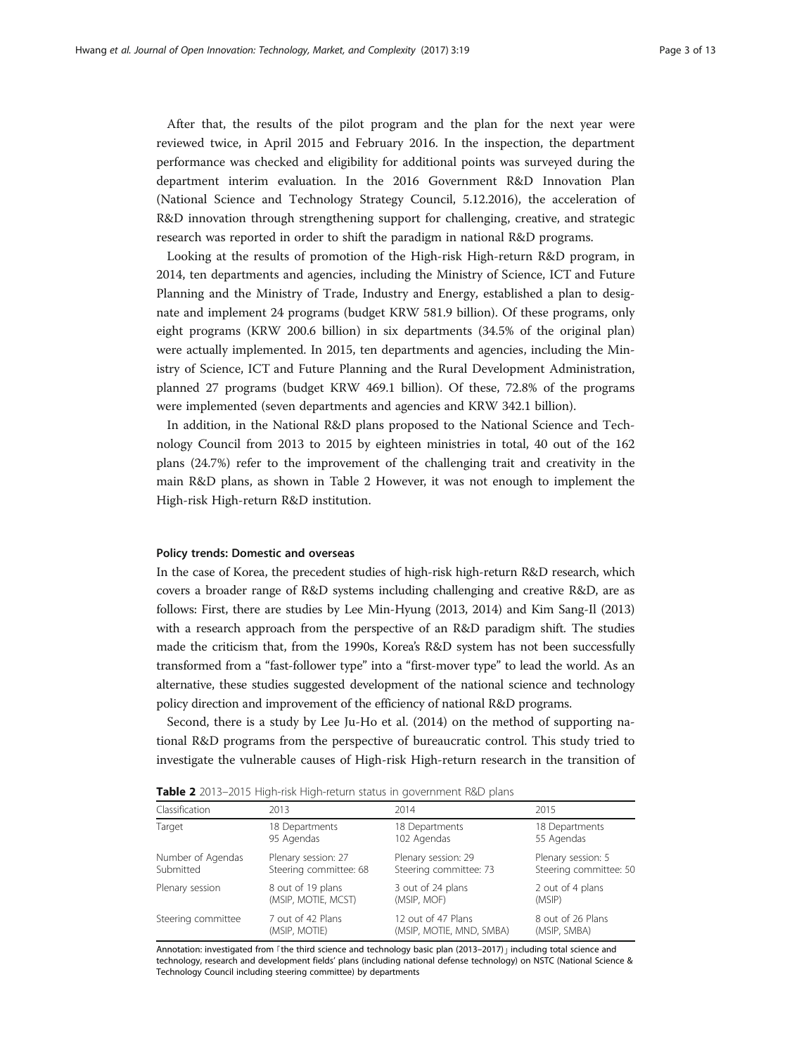After that, the results of the pilot program and the plan for the next year were reviewed twice, in April 2015 and February 2016. In the inspection, the department performance was checked and eligibility for additional points was surveyed during the department interim evaluation. In the 2016 Government R&D Innovation Plan (National Science and Technology Strategy Council, 5.12.2016), the acceleration of R&D innovation through strengthening support for challenging, creative, and strategic research was reported in order to shift the paradigm in national R&D programs.

Looking at the results of promotion of the High-risk High-return R&D program, in 2014, ten departments and agencies, including the Ministry of Science, ICT and Future Planning and the Ministry of Trade, Industry and Energy, established a plan to designate and implement 24 programs (budget KRW 581.9 billion). Of these programs, only eight programs (KRW 200.6 billion) in six departments (34.5% of the original plan) were actually implemented. In 2015, ten departments and agencies, including the Ministry of Science, ICT and Future Planning and the Rural Development Administration, planned 27 programs (budget KRW 469.1 billion). Of these, 72.8% of the programs were implemented (seven departments and agencies and KRW 342.1 billion).

In addition, in the National R&D plans proposed to the National Science and Technology Council from 2013 to 2015 by eighteen ministries in total, 40 out of the 162 plans (24.7%) refer to the improvement of the challenging trait and creativity in the main R&D plans, as shown in Table 2 However, it was not enough to implement the High-risk High-return R&D institution.

#### Policy trends: Domestic and overseas

In the case of Korea, the precedent studies of high-risk high-return R&D research, which covers a broader range of R&D systems including challenging and creative R&D, are as follows: First, there are studies by Lee Min-Hyung (2013, 2014) and Kim Sang-Il (2013) with a research approach from the perspective of an R&D paradigm shift. The studies made the criticism that, from the 1990s, Korea's R&D system has not been successfully transformed from a "fast-follower type" into a "first-mover type" to lead the world. As an alternative, these studies suggested development of the national science and technology policy direction and improvement of the efficiency of national R&D programs.

Second, there is a study by Lee Ju-Ho et al. (2014) on the method of supporting national R&D programs from the perspective of bureaucratic control. This study tried to investigate the vulnerable causes of High-risk High-return research in the transition of

**Table 2** 2013–2015 High-risk High-return status in government R&D plans

| Classification | 2013 | 2014 | 2015 |
|---|---|---|---|
| Target | 18 Departments 95 Agendas | 18 Departments 102 Agendas | 18 Departments 55 Agendas |
| Number of Agendas Submitted | Plenary session: 27 Steering committee: 68 | Plenary session: 29 Steering committee: 73 | Plenary session: 5 Steering committee: 50 |
| Plenary session | 8 out of 19 plans (MSIP, MOTIE, MCST) | 3 out of 24 plans (MSIP, MOF) | 2 out of 4 plans (MSIP) |
| Steering committee | 7 out of 42 Plans (MSIP, MOTIE) | 12 out of 47 Plans (MSIP, MOTIE, MND, SMBA) | 8 out of 26 Plans (MSIP, SMBA) |

Annotation: investigated from 「the third science and technology basic plan (2013–2017)」 including total science and technology, research and development fields' plans (including national defense technology) on NSTC (National Science & Technology Council including steering committee) by departments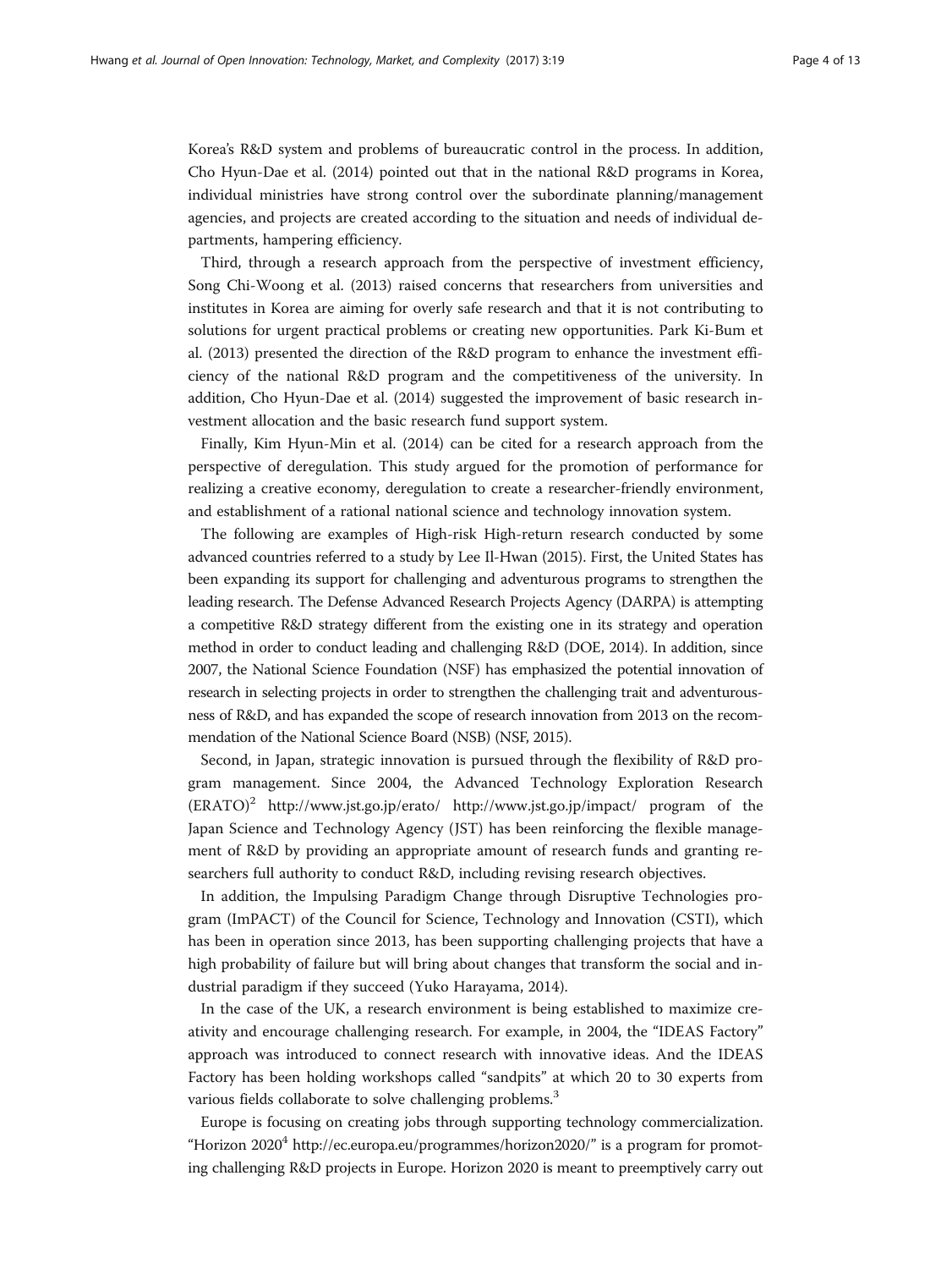Korea's R&D system and problems of bureaucratic control in the process. In addition, Cho Hyun-Dae et al. (2014) pointed out that in the national R&D programs in Korea, individual ministries have strong control over the subordinate planning/management agencies, and projects are created according to the situation and needs of individual departments, hampering efficiency.

Third, through a research approach from the perspective of investment efficiency, Song Chi-Woong et al. (2013) raised concerns that researchers from universities and institutes in Korea are aiming for overly safe research and that it is not contributing to solutions for urgent practical problems or creating new opportunities. Park Ki-Bum et al. (2013) presented the direction of the R&D program to enhance the investment efficiency of the national R&D program and the competitiveness of the university. In addition, Cho Hyun-Dae et al. (2014) suggested the improvement of basic research investment allocation and the basic research fund support system.

Finally, Kim Hyun-Min et al. (2014) can be cited for a research approach from the perspective of deregulation. This study argued for the promotion of performance for realizing a creative economy, deregulation to create a researcher-friendly environment, and establishment of a rational national science and technology innovation system.

The following are examples of High-risk High-return research conducted by some advanced countries referred to a study by Lee Il-Hwan (2015). First, the United States has been expanding its support for challenging and adventurous programs to strengthen the leading research. The Defense Advanced Research Projects Agency (DARPA) is attempting a competitive R&D strategy different from the existing one in its strategy and operation method in order to conduct leading and challenging R&D (DOE, 2014). In addition, since 2007, the National Science Foundation (NSF) has emphasized the potential innovation of research in selecting projects in order to strengthen the challenging trait and adventurousness of R&D, and has expanded the scope of research innovation from 2013 on the recommendation of the National Science Board (NSB) (NSF, 2015).

Second, in Japan, strategic innovation is pursued through the flexibility of R&D program management. Since 2004, the Advanced Technology Exploration Research (ERATO)[2] http://www.jst.go.jp/erato/ http://www.jst.go.jp/impact/ program of the Japan Science and Technology Agency (JST) has been reinforcing the flexible management of R&D by providing an appropriate amount of research funds and granting researchers full authority to conduct R&D, including revising research objectives.

In addition, the Impulsing Paradigm Change through Disruptive Technologies program (ImPACT) of the Council for Science, Technology and Innovation (CSTI), which has been in operation since 2013, has been supporting challenging projects that have a high probability of failure but will bring about changes that transform the social and industrial paradigm if they succeed (Yuko Harayama, 2014).

In the case of the UK, a research environment is being established to maximize creativity and encourage challenging research. For example, in 2004, the "IDEAS Factory" approach was introduced to connect research with innovative ideas. And the IDEAS Factory has been holding workshops called "sandpits" at which 20 to 30 experts from various fields collaborate to solve challenging problems.[3]

Europe is focusing on creating jobs through supporting technology commercialization. "Horizon 2020[4] http://ec.europa.eu/programmes/horizon2020/" is a program for promoting challenging R&D projects in Europe. Horizon 2020 is meant to preemptively carry out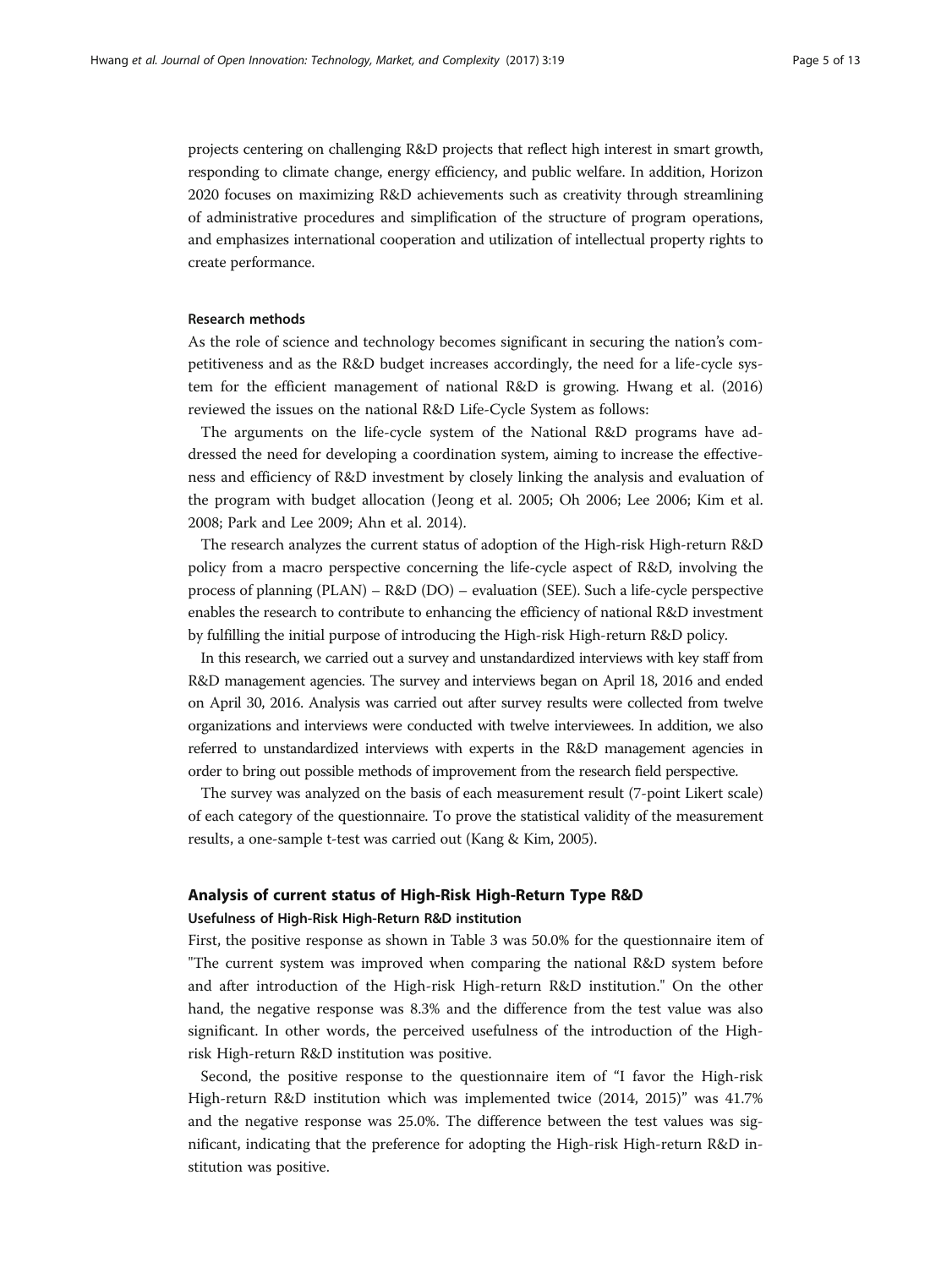projects centering on challenging R&D projects that reflect high interest in smart growth, responding to climate change, energy efficiency, and public welfare. In addition, Horizon 2020 focuses on maximizing R&D achievements such as creativity through streamlining of administrative procedures and simplification of the structure of program operations, and emphasizes international cooperation and utilization of intellectual property rights to create performance.

### Research methods

As the role of science and technology becomes significant in securing the nation's competitiveness and as the R&D budget increases accordingly, the need for a life-cycle system for the efficient management of national R&D is growing. Hwang et al. (2016) reviewed the issues on the national R&D Life-Cycle System as follows:

The arguments on the life-cycle system of the National R&D programs have addressed the need for developing a coordination system, aiming to increase the effectiveness and efficiency of R&D investment by closely linking the analysis and evaluation of the program with budget allocation (Jeong et al. 2005; Oh 2006; Lee 2006; Kim et al. 2008; Park and Lee 2009; Ahn et al. 2014).

The research analyzes the current status of adoption of the High-risk High-return R&D policy from a macro perspective concerning the life-cycle aspect of R&D, involving the process of planning (PLAN) – R&D (DO) – evaluation (SEE). Such a life-cycle perspective enables the research to contribute to enhancing the efficiency of national R&D investment by fulfilling the initial purpose of introducing the High-risk High-return R&D policy.

In this research, we carried out a survey and unstandardized interviews with key staff from R&D management agencies. The survey and interviews began on April 18, 2016 and ended on April 30, 2016. Analysis was carried out after survey results were collected from twelve organizations and interviews were conducted with twelve interviewees. In addition, we also referred to unstandardized interviews with experts in the R&D management agencies in order to bring out possible methods of improvement from the research field perspective.

The survey was analyzed on the basis of each measurement result (7-point Likert scale) of each category of the questionnaire. To prove the statistical validity of the measurement results, a one-sample t-test was carried out (Kang & Kim, 2005).

## Analysis of current status of High-Risk High-Return Type R&D

### Usefulness of High-Risk High-Return R&D institution

First, the positive response as shown in Table 3 was 50.0% for the questionnaire item of "The current system was improved when comparing the national R&D system before and after introduction of the High-risk High-return R&D institution." On the other hand, the negative response was 8.3% and the difference from the test value was also significant. In other words, the perceived usefulness of the introduction of the High-risk High-return R&D institution was positive.

Second, the positive response to the questionnaire item of "I favor the High-risk High-return R&D institution which was implemented twice (2014, 2015)" was 41.7% and the negative response was 25.0%. The difference between the test values was significant, indicating that the preference for adopting the High-risk High-return R&D institution was positive.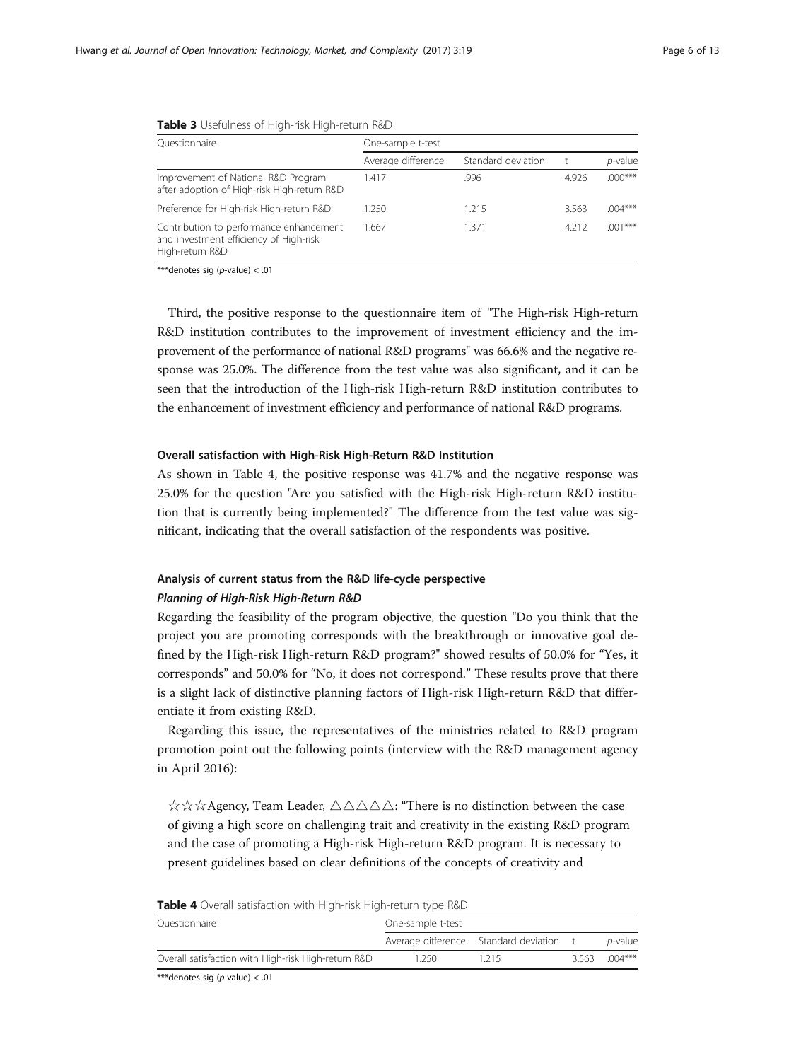**Table 3** Usefulness of High-risk High-return R&D

| Questionnaire | One-sample t-test | | | |
|---|---|---|---|---|
| | Average difference | Standard deviation | t | *p*-value |
| Improvement of National R&D Program after adoption of High-risk High-return R&D | 1.417 | .996 | 4.926 | .000*** |
| Preference for High-risk High-return R&D | 1.250 | 1.215 | 3.563 | .004*** |
| Contribution to performance enhancement and investment efficiency of High-risk High-return R&D | 1.667 | 1.371 | 4.212 | .001*** |

***denotes sig (*p*-value) < .01

Third, the positive response to the questionnaire item of "The High-risk High-return R&D institution contributes to the improvement of investment efficiency and the improvement of the performance of national R&D programs" was 66.6% and the negative response was 25.0%. The difference from the test value was also significant, and it can be seen that the introduction of the High-risk High-return R&D institution contributes to the enhancement of investment efficiency and performance of national R&D programs.

#### Overall satisfaction with High-Risk High-Return R&D Institution

As shown in Table 4, the positive response was 41.7% and the negative response was 25.0% for the question "Are you satisfied with the High-risk High-return R&D institution that is currently being implemented?" The difference from the test value was significant, indicating that the overall satisfaction of the respondents was positive.

### Analysis of current status from the R&D life-cycle perspective

#### *Planning of High-Risk High-Return R&D*

Regarding the feasibility of the program objective, the question "Do you think that the project you are promoting corresponds with the breakthrough or innovative goal defined by the High-risk High-return R&D program?" showed results of 50.0% for "Yes, it corresponds" and 50.0% for "No, it does not correspond." These results prove that there is a slight lack of distinctive planning factors of High-risk High-return R&D that differentiate it from existing R&D.

Regarding this issue, the representatives of the ministries related to R&D program promotion point out the following points (interview with the R&D management agency in April 2016):

> ☆☆☆Agency, Team Leader, △△△△△: "There is no distinction between the case of giving a high score on challenging trait and creativity in the existing R&D program and the case of promoting a High-risk High-return R&D program. It is necessary to present guidelines based on clear definitions of the concepts of creativity and

**Table 4** Overall satisfaction with High-risk High-return type R&D

| Questionnaire | One-sample t-test | | | |
|---|---|---|---|---|
| | Average difference | Standard deviation | t | *p*-value |
| Overall satisfaction with High-risk High-return R&D | 1.250 | 1.215 | 3.563 | .004*** |

***denotes sig (*p*-value) < .01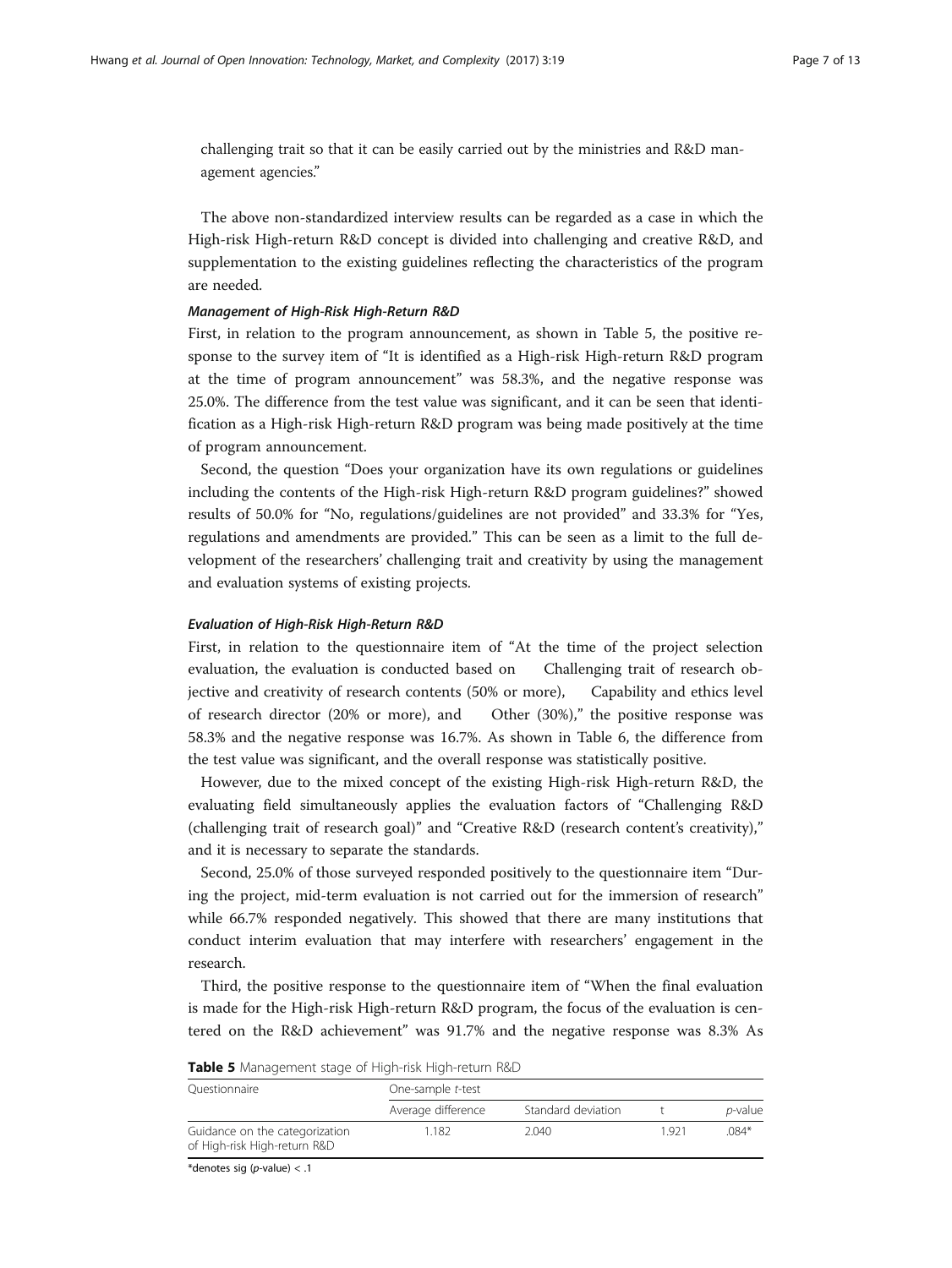challenging trait so that it can be easily carried out by the ministries and R&D management agencies."

The above non-standardized interview results can be regarded as a case in which the High-risk High-return R&D concept is divided into challenging and creative R&D, and supplementation to the existing guidelines reflecting the characteristics of the program are needed.

#### *Management of High-Risk High-Return R&D*

First, in relation to the program announcement, as shown in Table 5, the positive response to the survey item of "It is identified as a High-risk High-return R&D program at the time of program announcement" was 58.3%, and the negative response was 25.0%. The difference from the test value was significant, and it can be seen that identification as a High-risk High-return R&D program was being made positively at the time of program announcement.

Second, the question "Does your organization have its own regulations or guidelines including the contents of the High-risk High-return R&D program guidelines?" showed results of 50.0% for "No, regulations/guidelines are not provided" and 33.3% for "Yes, regulations and amendments are provided." This can be seen as a limit to the full development of the researchers' challenging trait and creativity by using the management and evaluation systems of existing projects.

#### *Evaluation of High-Risk High-Return R&D*

First, in relation to the questionnaire item of "At the time of the project selection evaluation, the evaluation is conducted based on Challenging trait of research objective and creativity of research contents (50% or more), Capability and ethics level of research director (20% or more), and Other (30%)," the positive response was 58.3% and the negative response was 16.7%. As shown in Table 6, the difference from the test value was significant, and the overall response was statistically positive.

However, due to the mixed concept of the existing High-risk High-return R&D, the evaluating field simultaneously applies the evaluation factors of "Challenging R&D (challenging trait of research goal)" and "Creative R&D (research content's creativity)," and it is necessary to separate the standards.

Second, 25.0% of those surveyed responded positively to the questionnaire item "During the project, mid-term evaluation is not carried out for the immersion of research" while 66.7% responded negatively. This showed that there are many institutions that conduct interim evaluation that may interfere with researchers' engagement in the research.

Third, the positive response to the questionnaire item of "When the final evaluation is made for the High-risk High-return R&D program, the focus of the evaluation is centered on the R&D achievement" was 91.7% and the negative response was 8.3% As

**Table 5** Management stage of High-risk High-return R&D

| Questionnaire | One-sample *t*-test | | | |
|---|---|---|---|---|
| | Average difference | Standard deviation | t | *p*-value |
| Guidance on the categorization of High-risk High-return R&D | 1.182 | 2.040 | 1.921 | .084* |

*denotes sig (*p*-value) < .1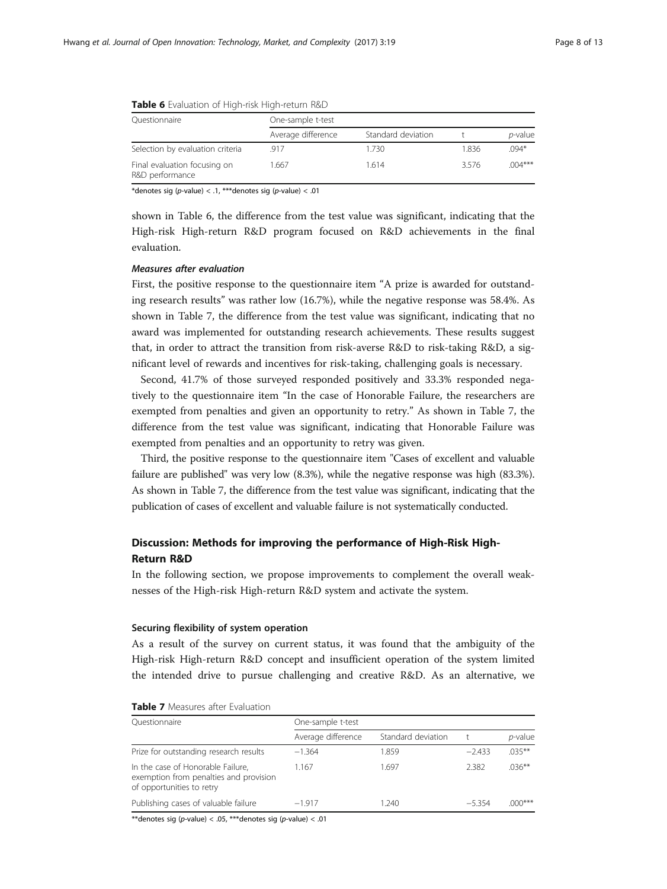**Table 6** Evaluation of High-risk High-return R&D

| Questionnaire | One-sample t-test | | | |
|---|---|---|---|---|
| | Average difference | Standard deviation | t | *p*-value |
| Selection by evaluation criteria | .917 | 1.730 | 1.836 | .094* |
| Final evaluation focusing on R&D performance | 1.667 | 1.614 | 3.576 | .004*** |

*denotes sig (*p*-value) < .1, ***denotes sig (*p*-value) < .01

shown in Table 6, the difference from the test value was significant, indicating that the High-risk High-return R&D program focused on R&D achievements in the final evaluation.

#### *Measures after evaluation*

First, the positive response to the questionnaire item "A prize is awarded for outstanding research results" was rather low (16.7%), while the negative response was 58.4%. As shown in Table 7, the difference from the test value was significant, indicating that no award was implemented for outstanding research achievements. These results suggest that, in order to attract the transition from risk-averse R&D to risk-taking R&D, a significant level of rewards and incentives for risk-taking, challenging goals is necessary.

Second, 41.7% of those surveyed responded positively and 33.3% responded negatively to the questionnaire item "In the case of Honorable Failure, the researchers are exempted from penalties and given an opportunity to retry." As shown in Table 7, the difference from the test value was significant, indicating that Honorable Failure was exempted from penalties and an opportunity to retry was given.

Third, the positive response to the questionnaire item "Cases of excellent and valuable failure are published" was very low (8.3%), while the negative response was high (83.3%). As shown in Table 7, the difference from the test value was significant, indicating that the publication of cases of excellent and valuable failure is not systematically conducted.

## Discussion: Methods for improving the performance of High-Risk High-Return R&D

In the following section, we propose improvements to complement the overall weaknesses of the High-risk High-return R&D system and activate the system.

### Securing flexibility of system operation

As a result of the survey on current status, it was found that the ambiguity of the High-risk High-return R&D concept and insufficient operation of the system limited the intended drive to pursue challenging and creative R&D. As an alternative, we

**Table 7** Measures after Evaluation

| Questionnaire | One-sample t-test | | | |
|---|---|---|---|---|
| | Average difference | Standard deviation | t | *p*-value |
| Prize for outstanding research results | −1.364 | 1.859 | −2.433 | .035** |
| In the case of Honorable Failure, exemption from penalties and provision of opportunities to retry | 1.167 | 1.697 | 2.382 | .036** |
| Publishing cases of valuable failure | −1.917 | 1.240 | −5.354 | .000*** |

**denotes sig (*p*-value) < .05, ***denotes sig (*p*-value) < .01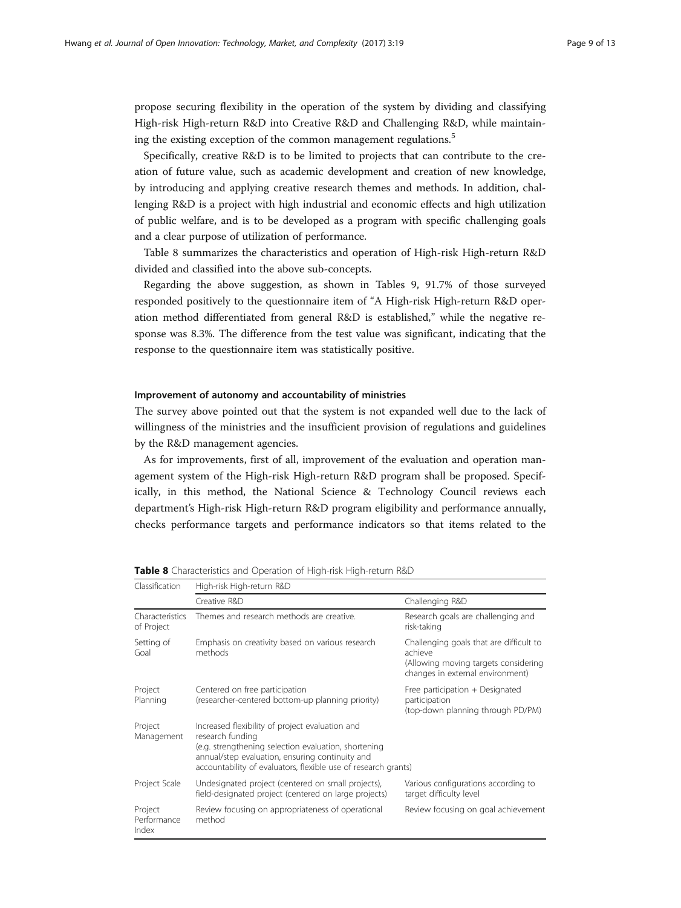propose securing flexibility in the operation of the system by dividing and classifying High-risk High-return R&D into Creative R&D and Challenging R&D, while maintaining the existing exception of the common management regulations.[5]

Specifically, creative R&D is to be limited to projects that can contribute to the creation of future value, such as academic development and creation of new knowledge, by introducing and applying creative research themes and methods. In addition, challenging R&D is a project with high industrial and economic effects and high utilization of public welfare, and is to be developed as a program with specific challenging goals and a clear purpose of utilization of performance.

Table 8 summarizes the characteristics and operation of High-risk High-return R&D divided and classified into the above sub-concepts.

Regarding the above suggestion, as shown in Tables 9, 91.7% of those surveyed responded positively to the questionnaire item of "A High-risk High-return R&D operation method differentiated from general R&D is established," while the negative response was 8.3%. The difference from the test value was significant, indicating that the response to the questionnaire item was statistically positive.

#### Improvement of autonomy and accountability of ministries

The survey above pointed out that the system is not expanded well due to the lack of willingness of the ministries and the insufficient provision of regulations and guidelines by the R&D management agencies.

As for improvements, first of all, improvement of the evaluation and operation management system of the High-risk High-return R&D program shall be proposed. Specifically, in this method, the National Science & Technology Council reviews each department's High-risk High-return R&D program eligibility and performance annually, checks performance targets and performance indicators so that items related to the

**Table 8** Characteristics and Operation of High-risk High-return R&D

| Classification | High-risk High-return R&D | |
|---|---|---|
| | Creative R&D | Challenging R&D |
| Characteristics of Project | Themes and research methods are creative. | Research goals are challenging and risk-taking |
| Setting of Goal | Emphasis on creativity based on various research methods | Challenging goals that are difficult to achieve (Allowing moving targets considering changes in external environment) |
| Project Planning | Centered on free participation (researcher-centered bottom-up planning priority) | Free participation + Designated participation (top-down planning through PD/PM) |
| Project Management | Increased flexibility of project evaluation and research funding (e.g. strengthening selection evaluation, shortening annual/step evaluation, ensuring continuity and accountability of evaluators, flexible use of research grants) | |
| Project Scale | Undesignated project (centered on small projects), field-designated project (centered on large projects) | Various configurations according to target difficulty level |
| Project Performance Index | Review focusing on appropriateness of operational method | Review focusing on goal achievement |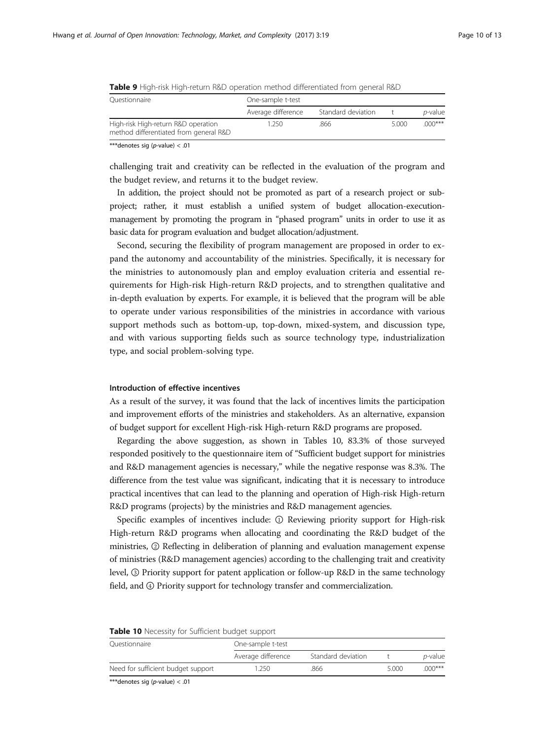**Table 9** High-risk High-return R&D operation method differentiated from general R&D

| Questionnaire | One-sample t-test | | | |
| --- | --- | --- | --- | --- |
| | Average difference | Standard deviation | t | *p*-value |
| High-risk High-return R&D operation method differentiated from general R&D | 1.250 | .866 | 5.000 | .000*** |

***denotes sig (*p*-value) < .01

challenging trait and creativity can be reflected in the evaluation of the program and the budget review, and returns it to the budget review.

In addition, the project should not be promoted as part of a research project or sub-project; rather, it must establish a unified system of budget allocation-execution-management by promoting the program in "phased program" units in order to use it as basic data for program evaluation and budget allocation/adjustment.

Second, securing the flexibility of program management are proposed in order to expand the autonomy and accountability of the ministries. Specifically, it is necessary for the ministries to autonomously plan and employ evaluation criteria and essential requirements for High-risk High-return R&D projects, and to strengthen qualitative and in-depth evaluation by experts. For example, it is believed that the program will be able to operate under various responsibilities of the ministries in accordance with various support methods such as bottom-up, top-down, mixed-system, and discussion type, and with various supporting fields such as source technology type, industrialization type, and social problem-solving type.

#### Introduction of effective incentives

As a result of the survey, it was found that the lack of incentives limits the participation and improvement efforts of the ministries and stakeholders. As an alternative, expansion of budget support for excellent High-risk High-return R&D programs are proposed.

Regarding the above suggestion, as shown in Tables 10, 83.3% of those surveyed responded positively to the questionnaire item of "Sufficient budget support for ministries and R&D management agencies is necessary," while the negative response was 8.3%. The difference from the test value was significant, indicating that it is necessary to introduce practical incentives that can lead to the planning and operation of High-risk High-return R&D programs (projects) by the ministries and R&D management agencies.

Specific examples of incentives include: ① Reviewing priority support for High-risk High-return R&D programs when allocating and coordinating the R&D budget of the ministries, ② Reflecting in deliberation of planning and evaluation management expense of ministries (R&D management agencies) according to the challenging trait and creativity level, ③ Priority support for patent application or follow-up R&D in the same technology field, and ④ Priority support for technology transfer and commercialization.

**Table 10** Necessity for Sufficient budget support

| Questionnaire | One-sample t-test | | | |
| --- | --- | --- | --- | --- |
| | Average difference | Standard deviation | t | *p*-value |
| Need for sufficient budget support | 1.250 | .866 | 5.000 | .000*** |

***denotes sig (*p*-value) < .01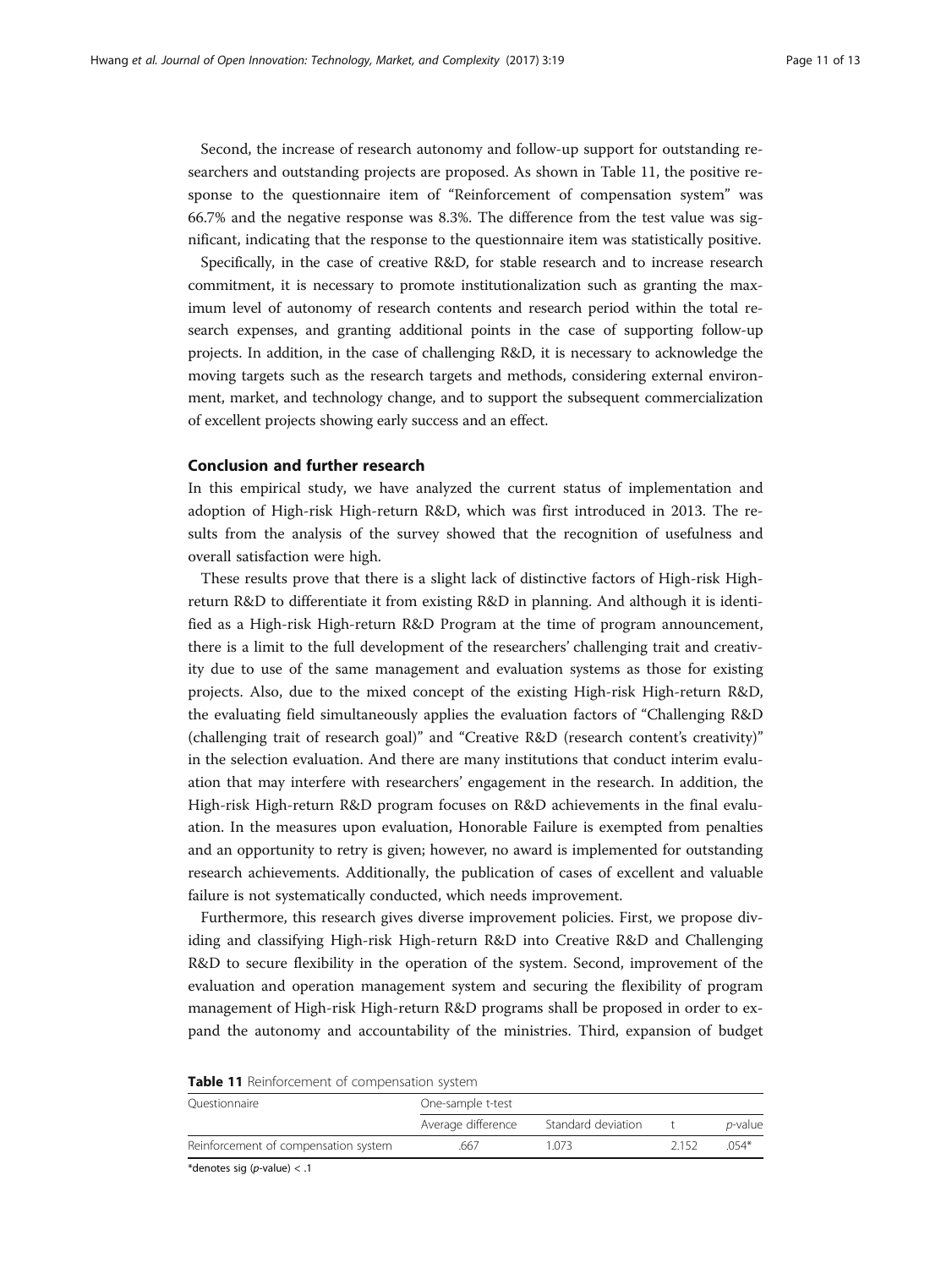Second, the increase of research autonomy and follow-up support for outstanding researchers and outstanding projects are proposed. As shown in Table 11, the positive response to the questionnaire item of "Reinforcement of compensation system" was 66.7% and the negative response was 8.3%. The difference from the test value was significant, indicating that the response to the questionnaire item was statistically positive.

Specifically, in the case of creative R&D, for stable research and to increase research commitment, it is necessary to promote institutionalization such as granting the maximum level of autonomy of research contents and research period within the total research expenses, and granting additional points in the case of supporting follow-up projects. In addition, in the case of challenging R&D, it is necessary to acknowledge the moving targets such as the research targets and methods, considering external environment, market, and technology change, and to support the subsequent commercialization of excellent projects showing early success and an effect.

## Conclusion and further research

In this empirical study, we have analyzed the current status of implementation and adoption of High-risk High-return R&D, which was first introduced in 2013. The results from the analysis of the survey showed that the recognition of usefulness and overall satisfaction were high.

These results prove that there is a slight lack of distinctive factors of High-risk High-return R&D to differentiate it from existing R&D in planning. And although it is identified as a High-risk High-return R&D Program at the time of program announcement, there is a limit to the full development of the researchers' challenging trait and creativity due to use of the same management and evaluation systems as those for existing projects. Also, due to the mixed concept of the existing High-risk High-return R&D, the evaluating field simultaneously applies the evaluation factors of "Challenging R&D (challenging trait of research goal)" and "Creative R&D (research content's creativity)" in the selection evaluation. And there are many institutions that conduct interim evaluation that may interfere with researchers' engagement in the research. In addition, the High-risk High-return R&D program focuses on R&D achievements in the final evaluation. In the measures upon evaluation, Honorable Failure is exempted from penalties and an opportunity to retry is given; however, no award is implemented for outstanding research achievements. Additionally, the publication of cases of excellent and valuable failure is not systematically conducted, which needs improvement.

Furthermore, this research gives diverse improvement policies. First, we propose dividing and classifying High-risk High-return R&D into Creative R&D and Challenging R&D to secure flexibility in the operation of the system. Second, improvement of the evaluation and operation management system and securing the flexibility of program management of High-risk High-return R&D programs shall be proposed in order to expand the autonomy and accountability of the ministries. Third, expansion of budget

**Table 11** Reinforcement of compensation system

| Questionnaire | One-sample t-test | | | |
|---|---|---|---|---|
| | Average difference | Standard deviation | t | *p*-value |
| Reinforcement of compensation system | .667 | 1.073 | 2.152 | .054* |

*denotes sig (*p*-value) < .1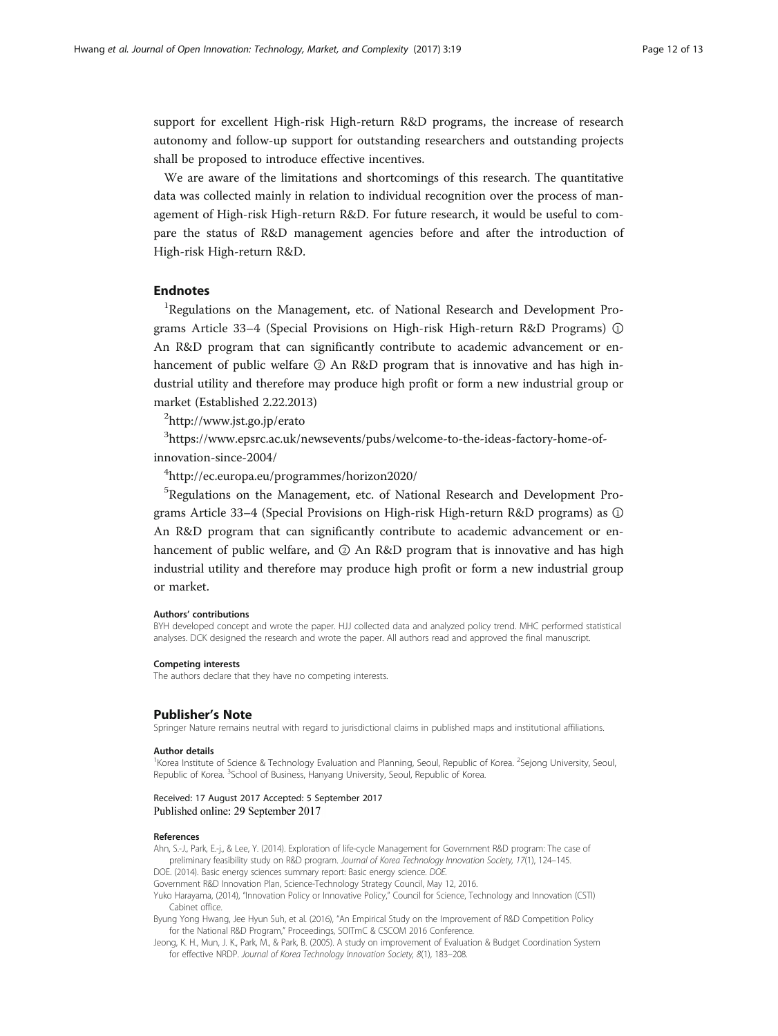support for excellent High-risk High-return R&D programs, the increase of research autonomy and follow-up support for outstanding researchers and outstanding projects shall be proposed to introduce effective incentives.

We are aware of the limitations and shortcomings of this research. The quantitative data was collected mainly in relation to individual recognition over the process of management of High-risk High-return R&D. For future research, it would be useful to compare the status of R&D management agencies before and after the introduction of High-risk High-return R&D.

## Endnotes

[1]Regulations on the Management, etc. of National Research and Development Programs Article 33–4 (Special Provisions on High-risk High-return R&D Programs) ① An R&D program that can significantly contribute to academic advancement or enhancement of public welfare ② An R&D program that is innovative and has high industrial utility and therefore may produce high profit or form a new industrial group or market (Established 2.22.2013)

[2]http://www.jst.go.jp/erato

[3]https://www.epsrc.ac.uk/newsevents/pubs/welcome-to-the-ideas-factory-home-of-innovation-since-2004/

[4]http://ec.europa.eu/programmes/horizon2020/

[5]Regulations on the Management, etc. of National Research and Development Programs Article 33–4 (Special Provisions on High-risk High-return R&D programs) as ① An R&D program that can significantly contribute to academic advancement or enhancement of public welfare, and ② An R&D program that is innovative and has high industrial utility and therefore may produce high profit or form a new industrial group or market.

#### Authors' contributions

BYH developed concept and wrote the paper. HJJ collected data and analyzed policy trend. MHC performed statistical analyses. DCK designed the research and wrote the paper. All authors read and approved the final manuscript.

#### Competing interests

The authors declare that they have no competing interests.

## Publisher's Note

Springer Nature remains neutral with regard to jurisdictional claims in published maps and institutional affiliations.

#### Author details

[1]Korea Institute of Science & Technology Evaluation and Planning, Seoul, Republic of Korea. [2]Sejong University, Seoul, Republic of Korea. [3]School of Business, Hanyang University, Seoul, Republic of Korea.

Received: 17 August 2017 Accepted: 5 September 2017
Published online: 29 September 2017

#### References

Ahn, S.-J., Park, E.-j., & Lee, Y. (2014). Exploration of life-cycle Management for Government R&D program: The case of preliminary feasibility study on R&D program. *Journal of Korea Technology Innovation Society, 17*(1), 124–145.

DOE. (2014). Basic energy sciences summary report: Basic energy science. *DOE.*

Government R&D Innovation Plan, Science-Technology Strategy Council, May 12, 2016.

Yuko Harayama, (2014), "Innovation Policy or Innovative Policy," Council for Science, Technology and Innovation (CSTI) Cabinet office.

Byung Yong Hwang, Jee Hyun Suh, et al. (2016), "An Empirical Study on the Improvement of R&D Competition Policy for the National R&D Program," Proceedings, SOITmC & CSCOM 2016 Conference.

Jeong, K. H., Mun, J. K., Park, M., & Park, B. (2005). A study on improvement of Evaluation & Budget Coordination System for effective NRDP. *Journal of Korea Technology Innovation Society, 8*(1), 183–208.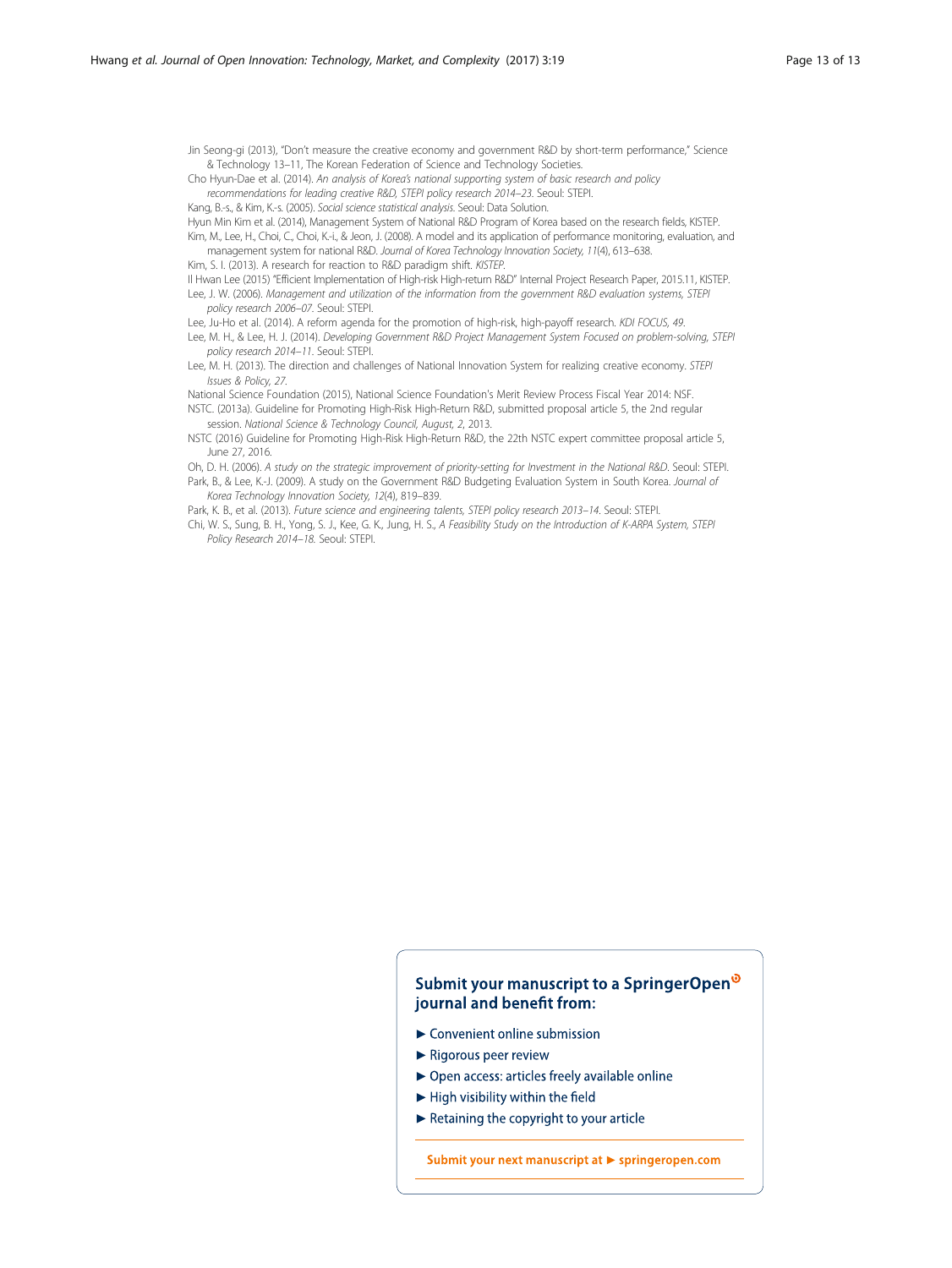Jin Seong-gi (2013), "Don't measure the creative economy and government R&D by short-term performance," Science & Technology 13–11, The Korean Federation of Science and Technology Societies.

Cho Hyun-Dae et al. (2014). *An analysis of Korea's national supporting system of basic research and policy recommendations for leading creative R&D, STEPI policy research 2014–23*. Seoul: STEPI.

Kang, B.-s., & Kim, K.-s. (2005). *Social science statistical analysis*. Seoul: Data Solution.

Hyun Min Kim et al. (2014), Management System of National R&D Program of Korea based on the research fields, KISTEP.

Kim, M., Lee, H., Choi, C., Choi, K.-i., & Jeon, J. (2008). A model and its application of performance monitoring, evaluation, and management system for national R&D. *Journal of Korea Technology Innovation Society, 11*(4), 613–638.

Kim, S. I. (2013). A research for reaction to R&D paradigm shift. *KISTEP*.

Il Hwan Lee (2015) "Efficient Implementation of High-risk High-return R&D" Internal Project Research Paper, 2015.11, KISTEP.

Lee, J. W. (2006). *Management and utilization of the information from the government R&D evaluation systems, STEPI policy research 2006–07*. Seoul: STEPI.

Lee, Ju-Ho et al. (2014). A reform agenda for the promotion of high-risk, high-payoff research. *KDI FOCUS, 49*.

Lee, M. H., & Lee, H. J. (2014). *Developing Government R&D Project Management System Focused on problem-solving, STEPI policy research 2014–11*. Seoul: STEPI.

Lee, M. H. (2013). The direction and challenges of National Innovation System for realizing creative economy. *STEPI Issues & Policy, 27*.

National Science Foundation (2015), National Science Foundation's Merit Review Process Fiscal Year 2014: NSF.

NSTC. (2013a). Guideline for Promoting High-Risk High-Return R&D, submitted proposal article 5, the 2nd regular session. *National Science & Technology Council, August, 2*, 2013.

NSTC (2016) Guideline for Promoting High-Risk High-Return R&D, the 22th NSTC expert committee proposal article 5, June 27, 2016.

Oh, D. H. (2006). *A study on the strategic improvement of priority-setting for Investment in the National R&D*. Seoul: STEPI.

Park, B., & Lee, K.-J. (2009). A study on the Government R&D Budgeting Evaluation System in South Korea. *Journal of Korea Technology Innovation Society, 12*(4), 819–839.

Park, K. B., et al. (2013). *Future science and engineering talents, STEPI policy research 2013–14*. Seoul: STEPI.

Chi, W. S., Sung, B. H., Yong, S. J., Kee, G. K., Jung, H. S., *A Feasibility Study on the Introduction of K-ARPA System, STEPI Policy Research 2014–18*. Seoul: STEPI.

**Submit your manuscript to a SpringerOpen journal and benefit from:**

- ► Convenient online submission
- ► Rigorous peer review
- ► Open access: articles freely available online
- ► High visibility within the field
- ► Retaining the copyright to your article

**Submit your next manuscript at ► springeropen.com**